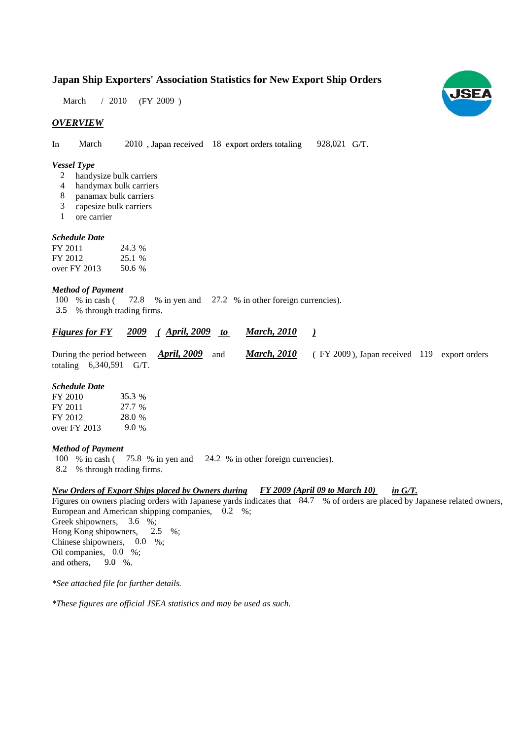# Japan Ship Exporters' Association Statistics for New Export Ship Orders

March / 2010 (FY 2009 )

## *OVERVIEW*

In March 2010 , Japan received 18 export orders totaling 928,021 G/T.

### *Vessel Type*

2 handysize bulk carriers
4 handymax bulk carriers
8 panamax bulk carriers
3 capesize bulk carriers
1 ore carrier

### *Schedule Date*

| | |
|---|---|
| FY 2011 | 24.3 % |
| FY 2012 | 25.1 % |
| over FY 2013 | 50.6 % |

### *Method of Payment*

100 % in cash ( 72.8 % in yen and 27.2 % in other foreign currencies).
3.5 % through trading firms.

## *Figures for FY 2009 ( April, 2009 to March, 2010 )*

During the period between ***April, 2009*** and ***March, 2010*** ( FY 2009 ), Japan received 119 export orders totaling 6,340,591 G/T.

### *Schedule Date*

| | |
|---|---|
| FY 2010 | 35.3 % |
| FY 2011 | 27.7 % |
| FY 2012 | 28.0 % |
| over FY 2013 | 9.0 % |

### *Method of Payment*

100 % in cash ( 75.8 % in yen and 24.2 % in other foreign currencies).
8.2 % through trading firms.

### *New Orders of Export Ships placed by Owners during FY 2009 (April 09 to March 10) in G/T.*

Figures on owners placing orders with Japanese yards indicates that 84.7 % of orders are placed by Japanese related owners,
European and American shipping companies, 0.2 %;
Greek shipowners, 3.6 %;
Hong Kong shipowners, 2.5 %;
Chinese shipowners, 0.0 %;
Oil companies, 0.0 %;
and others, 9.0 %.

*\*See attached file for further details.*

*\*These figures are official JSEA statistics and may be used as such.*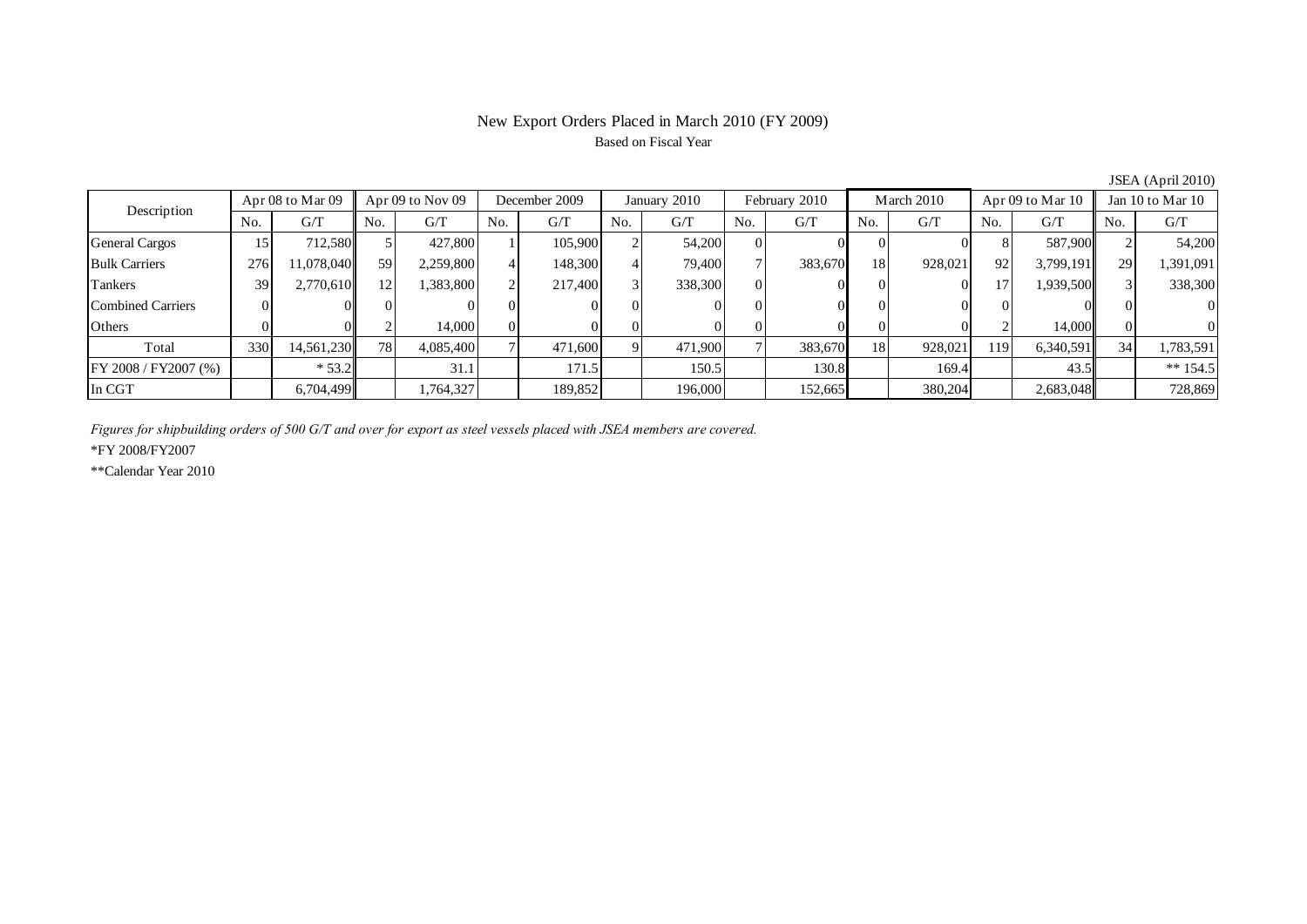# New Export Orders Placed in March 2010 (FY 2009)

Based on Fiscal Year

JSEA (April 2010)

| Description | Apr 08 to Mar 09 | | Apr 09 to Nov 09 | | December 2009 | | January 2010 | | February 2010 | | March 2010 | | Apr 09 to Mar 10 | | Jan 10 to Mar 10 | |
|---|---|---|---|---|---|---|---|---|---|---|---|---|---|---|---|---|
| | No. | G/T | No. | G/T | No. | G/T | No. | G/T | No. | G/T | No. | G/T | No. | G/T | No. | G/T |
| General Cargos | 15 | 712,580 | 5 | 427,800 | 1 | 105,900 | 2 | 54,200 | 0 | 0 | 0 | 0 | 8 | 587,900 | 2 | 54,200 |
| Bulk Carriers | 276 | 11,078,040 | 59 | 2,259,800 | 4 | 148,300 | 4 | 79,400 | 7 | 383,670 | 18 | 928,021 | 92 | 3,799,191 | 29 | 1,391,091 |
| Tankers | 39 | 2,770,610 | 12 | 1,383,800 | 2 | 217,400 | 3 | 338,300 | 0 | 0 | 0 | 0 | 17 | 1,939,500 | 3 | 338,300 |
| Combined Carriers | 0 | 0 | 0 | 0 | 0 | 0 | 0 | 0 | 0 | 0 | 0 | 0 | 0 | 0 | 0 | 0 |
| Others | 0 | 0 | 2 | 14,000 | 0 | 0 | 0 | 0 | 0 | 0 | 0 | 0 | 2 | 14,000 | 0 | 0 |
| Total | 330 | 14,561,230 | 78 | 4,085,400 | 7 | 471,600 | 9 | 471,900 | 7 | 383,670 | 18 | 928,021 | 119 | 6,340,591 | 34 | 1,783,591 |
| FY 2008 / FY2007 (%) | | * 53.2 | | 31.1 | | 171.5 | | 150.5 | | 130.8 | | 169.4 | | 43.5 | | ** 154.5 |
| In CGT | | 6,704,499 | | 1,764,327 | | 189,852 | | 196,000 | | 152,665 | | 380,204 | | 2,683,048 | | 728,869 |

*Figures for shipbuilding orders of 500 G/T and over for export as steel vessels placed with JSEA members are covered.*

*FY 2008/FY2007

**Calendar Year 2010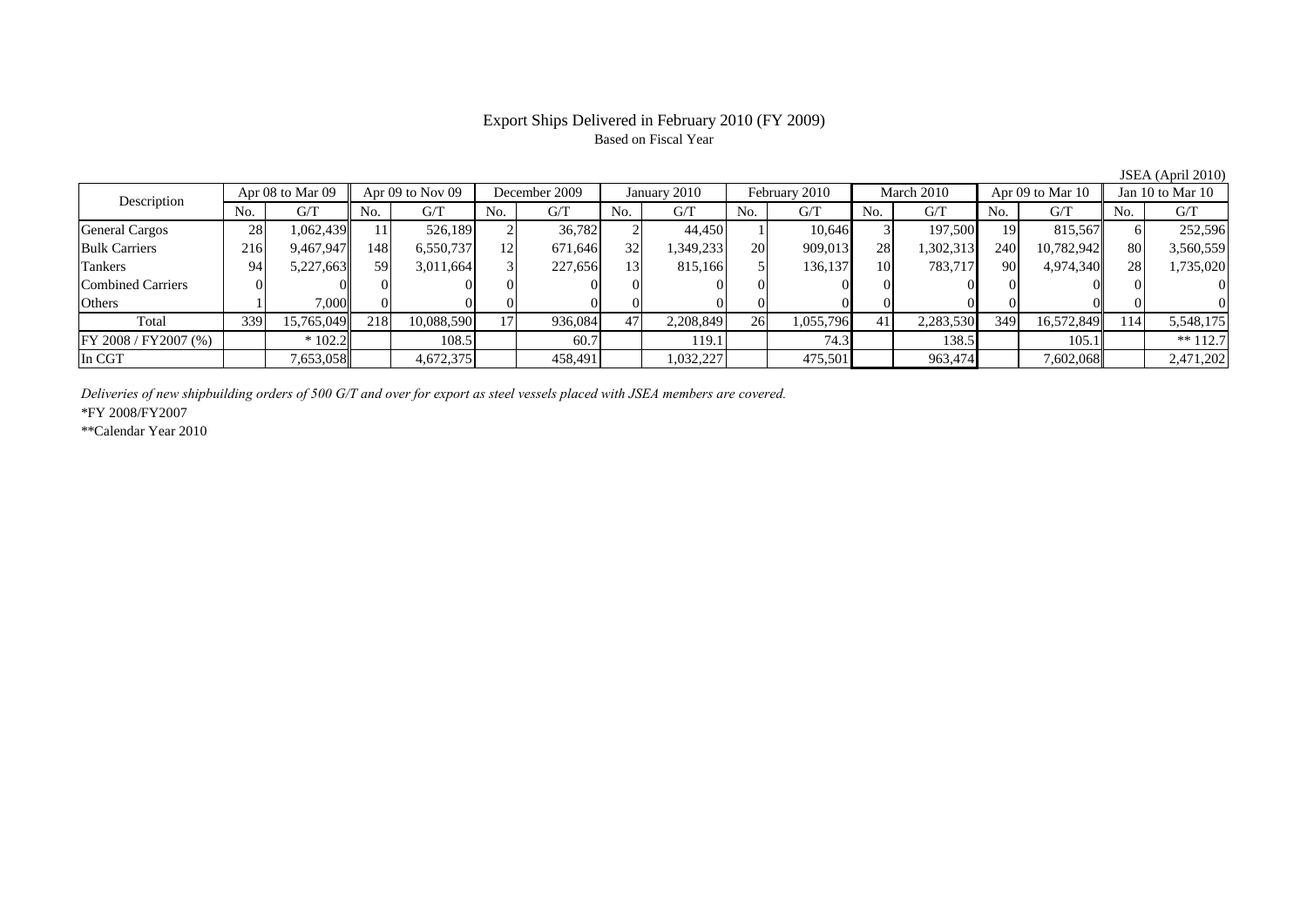# Export Ships Delivered in February 2010 (FY 2009)

Based on Fiscal Year

JSEA (April 2010)

| Description | Apr 08 to Mar 09 | | Apr 09 to Nov 09 | | December 2009 | | January 2010 | | February 2010 | | March 2010 | | Apr 09 to Mar 10 | | Jan 10 to Mar 10 | |
|---|---|---|---|---|---|---|---|---|---|---|---|---|---|---|---|---|
| | No. | G/T | No. | G/T | No. | G/T | No. | G/T | No. | G/T | No. | G/T | No. | G/T | No. | G/T |
| General Cargos | 28 | 1,062,439 | 11 | 526,189 | 2 | 36,782 | 2 | 44,450 | 1 | 10,646 | 3 | 197,500 | 19 | 815,567 | 6 | 252,596 |
| Bulk Carriers | 216 | 9,467,947 | 148 | 6,550,737 | 12 | 671,646 | 32 | 1,349,233 | 20 | 909,013 | 28 | 1,302,313 | 240 | 10,782,942 | 80 | 3,560,559 |
| Tankers | 94 | 5,227,663 | 59 | 3,011,664 | 3 | 227,656 | 13 | 815,166 | 5 | 136,137 | 10 | 783,717 | 90 | 4,974,340 | 28 | 1,735,020 |
| Combined Carriers | 0 | 0 | 0 | 0 | 0 | 0 | 0 | 0 | 0 | 0 | 0 | 0 | 0 | 0 | 0 | 0 |
| Others | 1 | 7,000 | 0 | 0 | 0 | 0 | 0 | 0 | 0 | 0 | 0 | 0 | 0 | 0 | 0 | 0 |
| Total | 339 | 15,765,049 | 218 | 10,088,590 | 17 | 936,084 | 47 | 2,208,849 | 26 | 1,055,796 | 41 | 2,283,530 | 349 | 16,572,849 | 114 | 5,548,175 |
| FY 2008 / FY2007 (%) | | * 102.2 | | 108.5 | | 60.7 | | 119.1 | | 74.3 | | 138.5 | | 105.1 | | ** 112.7 |
| In CGT | | 7,653,058 | | 4,672,375 | | 458,491 | | 1,032,227 | | 475,501 | | 963,474 | | 7,602,068 | | 2,471,202 |

*Deliveries of new shipbuilding orders of 500 G/T and over for export as steel vessels placed with JSEA members are covered.*

*FY 2008/FY2007

**Calendar Year 2010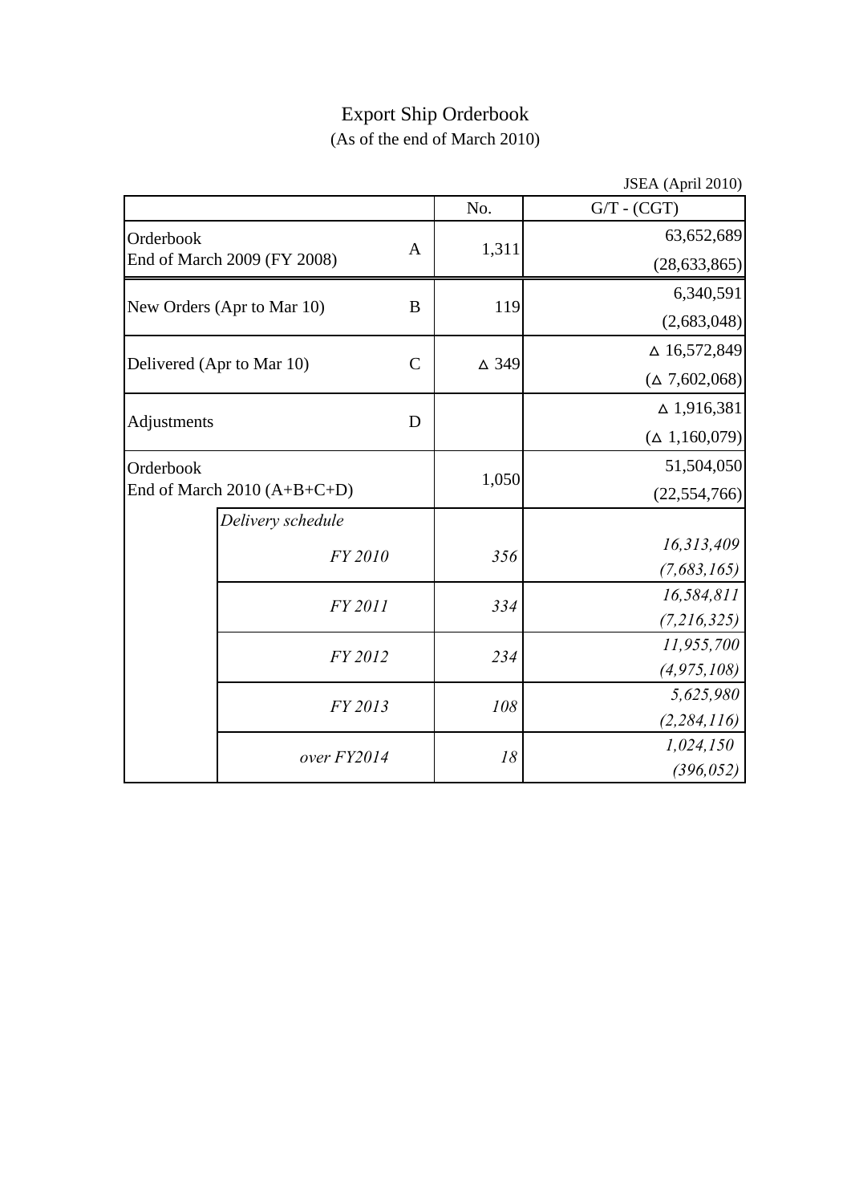# Export Ship Orderbook

(As of the end of March 2010)

JSEA (April 2010)

| | | | No. | G/T - (CGT) |
|---|---|---|---|---|
| Orderbook End of March 2009 (FY 2008) | | A | 1,311 | 63,652,689 (28,633,865) |
| New Orders (Apr to Mar 10) | | B | 119 | 6,340,591 (2,683,048) |
| Delivered (Apr to Mar 10) | | C | △ 349 | △ 16,572,849 (△ 7,602,068) |
| Adjustments | | D | | △ 1,916,381 (△ 1,160,079) |
| Orderbook End of March 2010 (A+B+C+D) | | | 1,050 | 51,504,050 (22,554,766) |
| | *Delivery schedule* | | | |
| | *FY 2010* | | *356* | *16,313,409* *(7,683,165)* |
| | *FY 2011* | | *334* | *16,584,811* *(7,216,325)* |
| | *FY 2012* | | *234* | *11,955,700* *(4,975,108)* |
| | *FY 2013* | | *108* | *5,625,980* *(2,284,116)* |
| | *over FY2014* | | *18* | *1,024,150* *(396,052)* |